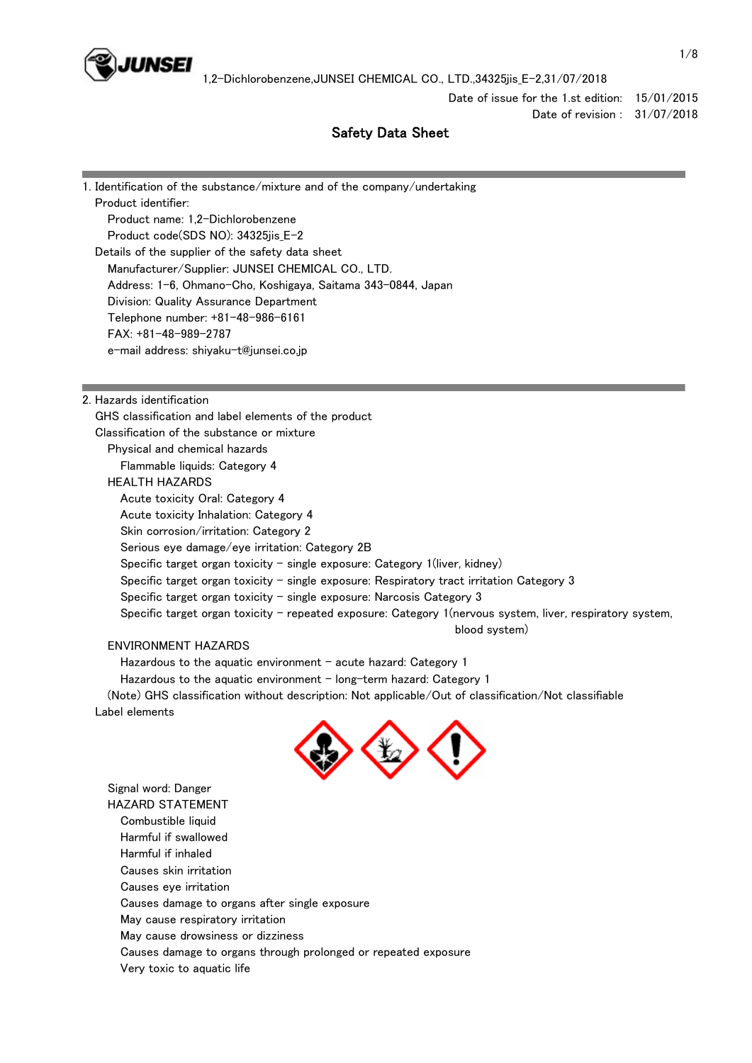Date of issue for the 1.st edition: 15/01/2015
Date of revision : 31/07/2018

# Safety Data Sheet

## 1. Identification of the substance/mixture and of the company/undertaking

Product identifier:

- Product name: 1,2-Dichlorobenzene
- Product code(SDS NO): 34325jis_E-2

Details of the supplier of the safety data sheet

- Manufacturer/Supplier: JUNSEI CHEMICAL CO., LTD.
- Address: 1-6, Ohmano-Cho, Koshigaya, Saitama 343-0844, Japan
- Division: Quality Assurance Department
- Telephone number: +81-48-986-6161
- FAX: +81-48-989-2787
- e-mail address: shiyaku-t@junsei.co.jp

## 2. Hazards identification

GHS classification and label elements of the product

Classification of the substance or mixture

Physical and chemical hazards

- Flammable liquids: Category 4

HEALTH HAZARDS

- Acute toxicity Oral: Category 4
- Acute toxicity Inhalation: Category 4
- Skin corrosion/irritation: Category 2
- Serious eye damage/eye irritation: Category 2B
- Specific target organ toxicity - single exposure: Category 1(liver, kidney)
- Specific target organ toxicity - single exposure: Respiratory tract irritation Category 3
- Specific target organ toxicity - single exposure: Narcosis Category 3
- Specific target organ toxicity - repeated exposure: Category 1(nervous system, liver, respiratory system, blood system)

ENVIRONMENT HAZARDS

- Hazardous to the aquatic environment - acute hazard: Category 1
- Hazardous to the aquatic environment - long-term hazard: Category 1

(Note) GHS classification without description: Not applicable/Out of classification/Not classifiable

Label elements

Signal word: Danger

HAZARD STATEMENT

- Combustible liquid
- Harmful if swallowed
- Harmful if inhaled
- Causes skin irritation
- Causes eye irritation
- Causes damage to organs after single exposure
- May cause respiratory irritation
- May cause drowsiness or dizziness
- Causes damage to organs through prolonged or repeated exposure
- Very toxic to aquatic life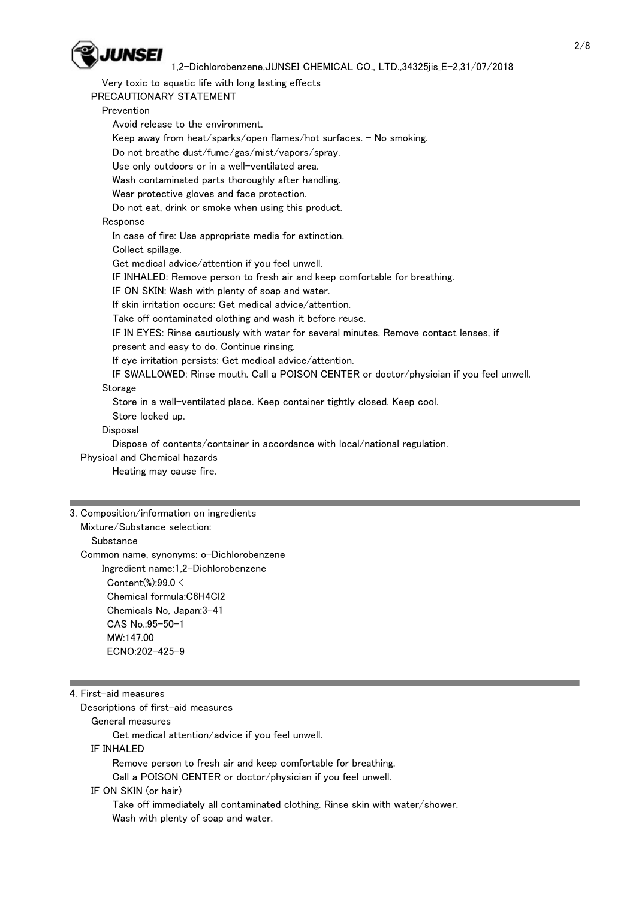Very toxic to aquatic life with long lasting effects

PRECAUTIONARY STATEMENT

Prevention

Avoid release to the environment.
Keep away from heat/sparks/open flames/hot surfaces. - No smoking.
Do not breathe dust/fume/gas/mist/vapors/spray.
Use only outdoors or in a well-ventilated area.
Wash contaminated parts thoroughly after handling.
Wear protective gloves and face protection.
Do not eat, drink or smoke when using this product.

Response

In case of fire: Use appropriate media for extinction.
Collect spillage.
Get medical advice/attention if you feel unwell.
IF INHALED: Remove person to fresh air and keep comfortable for breathing.
IF ON SKIN: Wash with plenty of soap and water.
If skin irritation occurs: Get medical advice/attention.
Take off contaminated clothing and wash it before reuse.
IF IN EYES: Rinse cautiously with water for several minutes. Remove contact lenses, if present and easy to do. Continue rinsing.
If eye irritation persists: Get medical advice/attention.
IF SWALLOWED: Rinse mouth. Call a POISON CENTER or doctor/physician if you feel unwell.

Storage

Store in a well-ventilated place. Keep container tightly closed. Keep cool.
Store locked up.

Disposal

Dispose of contents/container in accordance with local/national regulation.

Physical and Chemical hazards

Heating may cause fire.

---

## 3. Composition/information on ingredients

Mixture/Substance selection:

Substance

Common name, synonyms: o-Dichlorobenzene

Ingredient name:1,2-Dichlorobenzene
Content(%):99.0 <
Chemical formula:$C_6H_4Cl_2$
Chemicals No, Japan:3-41
CAS No.:95-50-1
MW:147.00
ECNO:202-425-9

---

## 4. First-aid measures

Descriptions of first-aid measures

General measures

Get medical attention/advice if you feel unwell.

IF INHALED

Remove person to fresh air and keep comfortable for breathing.
Call a POISON CENTER or doctor/physician if you feel unwell.

IF ON SKIN (or hair)

Take off immediately all contaminated clothing. Rinse skin with water/shower.
Wash with plenty of soap and water.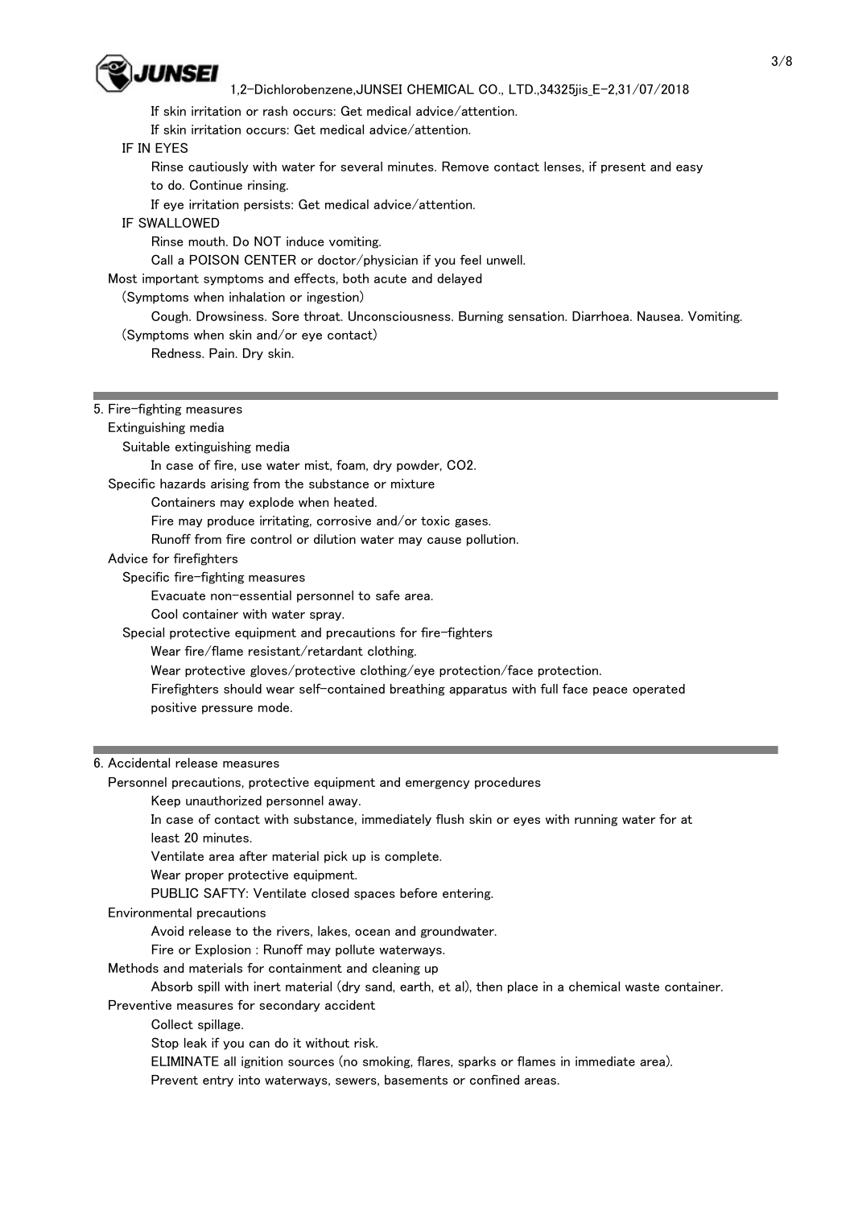If skin irritation or rash occurs: Get medical advice/attention.
If skin irritation occurs: Get medical advice/attention.

IF IN EYES

Rinse cautiously with water for several minutes. Remove contact lenses, if present and easy to do. Continue rinsing.
If eye irritation persists: Get medical advice/attention.

IF SWALLOWED

Rinse mouth. Do NOT induce vomiting.
Call a POISON CENTER or doctor/physician if you feel unwell.

Most important symptoms and effects, both acute and delayed

(Symptoms when inhalation or ingestion)

Cough. Drowsiness. Sore throat. Unconsciousness. Burning sensation. Diarrhoea. Nausea. Vomiting.

(Symptoms when skin and/or eye contact)

Redness. Pain. Dry skin.

## 5. Fire-fighting measures

Extinguishing media

Suitable extinguishing media

In case of fire, use water mist, foam, dry powder, $CO_2$.

Specific hazards arising from the substance or mixture

Containers may explode when heated.
Fire may produce irritating, corrosive and/or toxic gases.
Runoff from fire control or dilution water may cause pollution.

Advice for firefighters

Specific fire-fighting measures

Evacuate non-essential personnel to safe area.
Cool container with water spray.

Special protective equipment and precautions for fire-fighters

Wear fire/flame resistant/retardant clothing.
Wear protective gloves/protective clothing/eye protection/face protection.
Firefighters should wear self-contained breathing apparatus with full face peace operated positive pressure mode.

## 6. Accidental release measures

Personnel precautions, protective equipment and emergency procedures

Keep unauthorized personnel away.
In case of contact with substance, immediately flush skin or eyes with running water for at least 20 minutes.
Ventilate area after material pick up is complete.
Wear proper protective equipment.
PUBLIC SAFTY: Ventilate closed spaces before entering.

Environmental precautions

Avoid release to the rivers, lakes, ocean and groundwater.
Fire or Explosion : Runoff may pollute waterways.

Methods and materials for containment and cleaning up

Absorb spill with inert material (dry sand, earth, et al), then place in a chemical waste container.

Preventive measures for secondary accident

Collect spillage.
Stop leak if you can do it without risk.
ELIMINATE all ignition sources (no smoking, flares, sparks or flames in immediate area).
Prevent entry into waterways, sewers, basements or confined areas.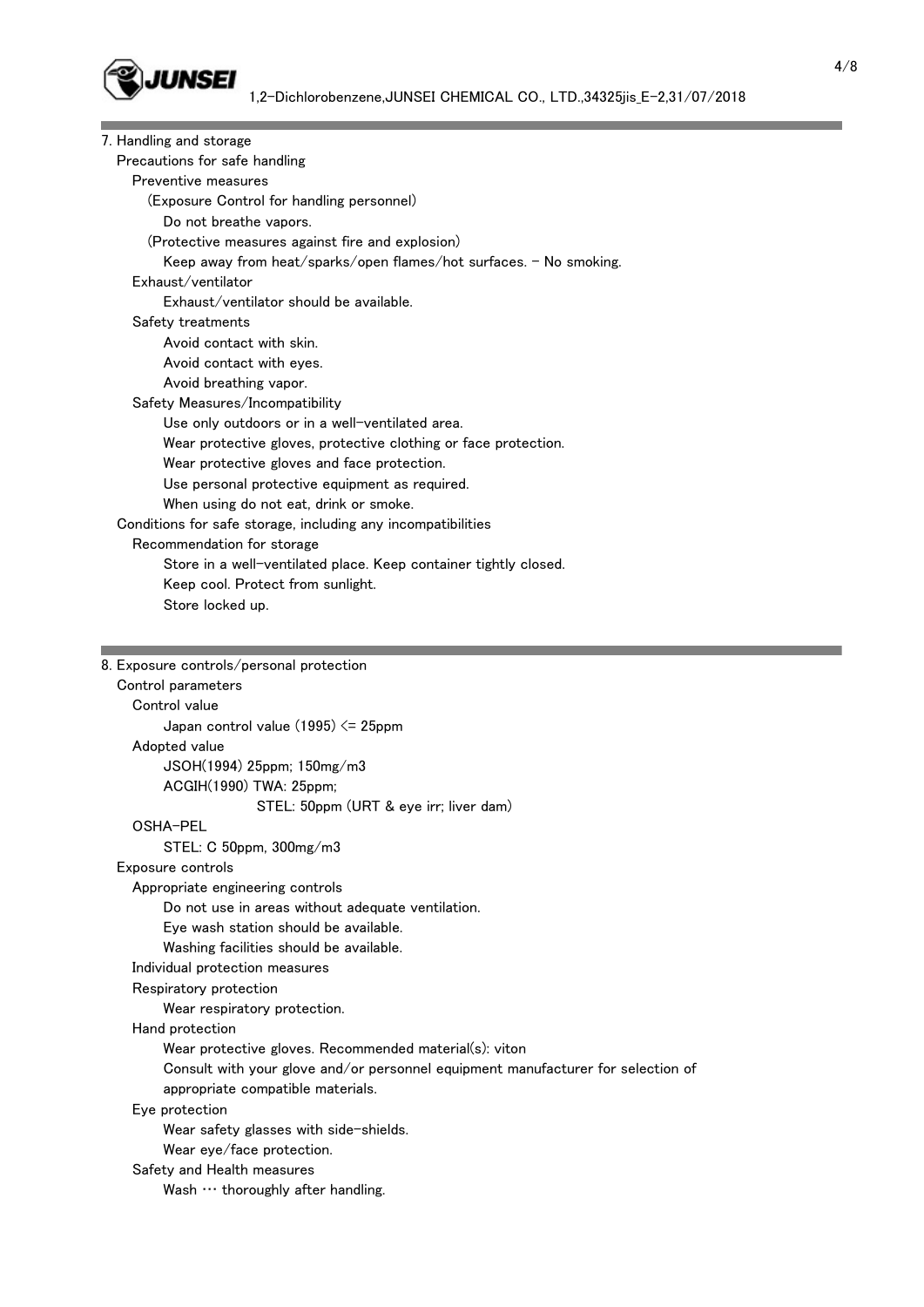## 7. Handling and storage

### Precautions for safe handling

**Preventive measures**

(Exposure Control for handling personnel)

Do not breathe vapors.

(Protective measures against fire and explosion)

Keep away from heat/sparks/open flames/hot surfaces. - No smoking.

**Exhaust/ventilator**

Exhaust/ventilator should be available.

**Safety treatments**

Avoid contact with skin.
Avoid contact with eyes.
Avoid breathing vapor.

**Safety Measures/Incompatibility**

Use only outdoors or in a well-ventilated area.
Wear protective gloves, protective clothing or face protection.
Wear protective gloves and face protection.
Use personal protective equipment as required.
When using do not eat, drink or smoke.

### Conditions for safe storage, including any incompatibilities

**Recommendation for storage**

Store in a well-ventilated place. Keep container tightly closed.
Keep cool. Protect from sunlight.
Store locked up.

## 8. Exposure controls/personal protection

### Control parameters

**Control value**

Japan control value (1995) <= 25ppm

**Adopted value**

JSOH(1994) 25ppm; 150mg/m3
ACGIH(1990) TWA: 25ppm;
STEL: 50ppm (URT & eye irr; liver dam)

**OSHA-PEL**

STEL: C 50ppm, 300mg/m3

### Exposure controls

**Appropriate engineering controls**

Do not use in areas without adequate ventilation.
Eye wash station should be available.
Washing facilities should be available.

**Individual protection measures**

**Respiratory protection**

Wear respiratory protection.

**Hand protection**

Wear protective gloves. Recommended material(s): viton
Consult with your glove and/or personnel equipment manufacturer for selection of appropriate compatible materials.

**Eye protection**

Wear safety glasses with side-shields.
Wear eye/face protection.

**Safety and Health measures**

Wash … thoroughly after handling.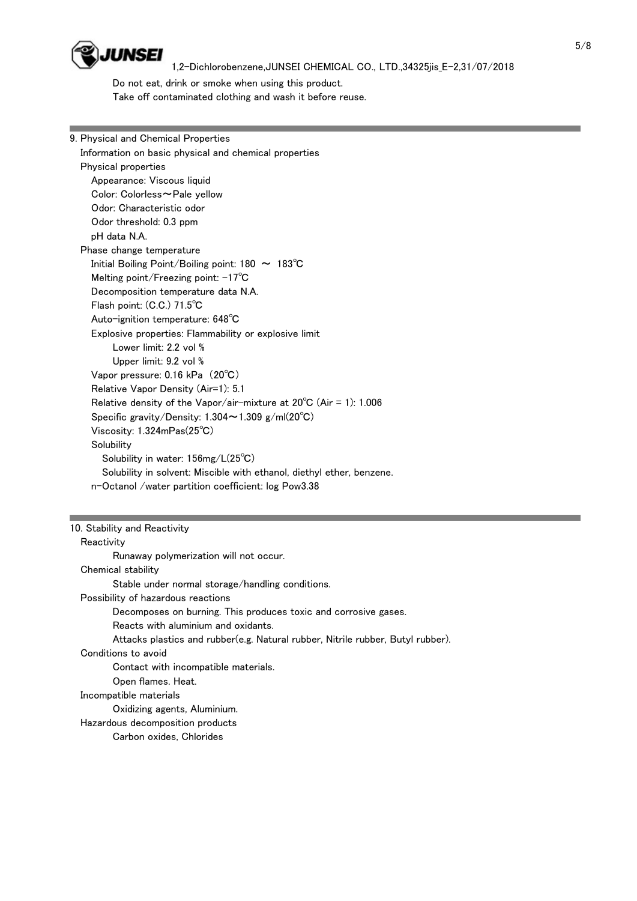Do not eat, drink or smoke when using this product.
Take off contaminated clothing and wash it before reuse.

## 9. Physical and Chemical Properties

Information on basic physical and chemical properties

Physical properties

- Appearance: Viscous liquid
- Color: Colorless～Pale yellow
- Odor: Characteristic odor
- Odor threshold: 0.3 ppm
- pH data N.A.

Phase change temperature

- Initial Boiling Point/Boiling point: 180 ～ 183℃
- Melting point/Freezing point: -17℃
- Decomposition temperature data N.A.
- Flash point: (C.C.) 71.5℃
- Auto-ignition temperature: 648℃
- Explosive properties: Flammability or explosive limit
  - Lower limit: 2.2 vol %
  - Upper limit: 9.2 vol %
- Vapor pressure: 0.16 kPa (20℃)
- Relative Vapor Density (Air=1): 5.1
- Relative density of the Vapor/air-mixture at 20℃ (Air = 1): 1.006
- Specific gravity/Density: 1.304～1.309 g/ml(20℃)
- Viscosity: 1.324mPas(25℃)
- Solubility
  - Solubility in water: 156mg/L(25℃)
  - Solubility in solvent: Miscible with ethanol, diethyl ether, benzene.
- n-Octanol /water partition coefficient: log Pow3.38

## 10. Stability and Reactivity

Reactivity

Runaway polymerization will not occur.

Chemical stability

Stable under normal storage/handling conditions.

Possibility of hazardous reactions

Decomposes on burning. This produces toxic and corrosive gases.
Reacts with aluminium and oxidants.
Attacks plastics and rubber(e.g. Natural rubber, Nitrile rubber, Butyl rubber).

Conditions to avoid

Contact with incompatible materials.
Open flames. Heat.

Incompatible materials

Oxidizing agents, Aluminium.

Hazardous decomposition products

Carbon oxides, Chlorides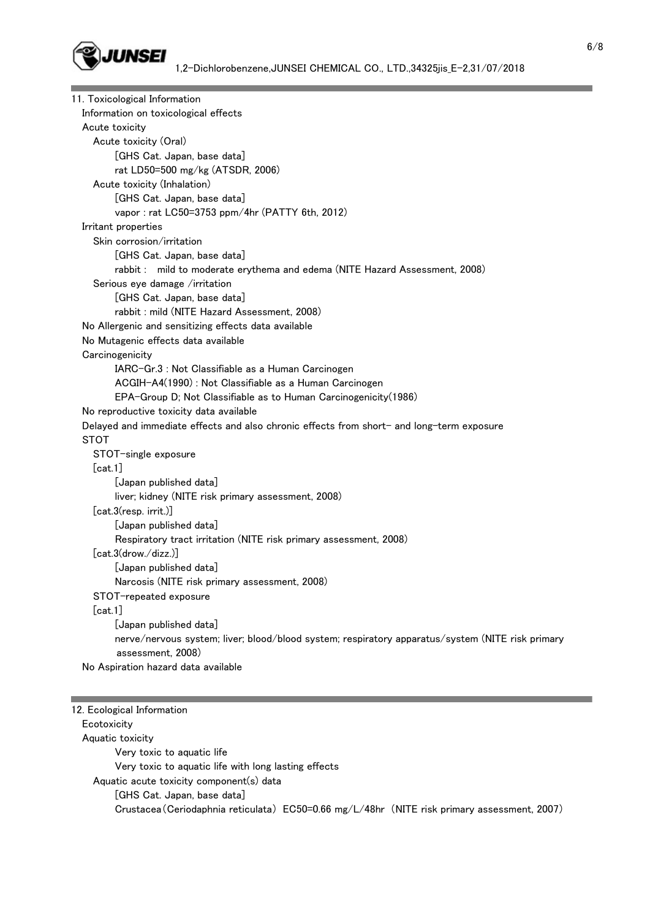## 11. Toxicological Information

Information on toxicological effects

Acute toxicity

Acute toxicity (Oral)

[GHS Cat. Japan, base data]

rat LD50=500 mg/kg (ATSDR, 2006)

Acute toxicity (Inhalation)

[GHS Cat. Japan, base data]

vapor : rat LC50=3753 ppm/4hr (PATTY 6th, 2012)

Irritant properties

Skin corrosion/irritation

[GHS Cat. Japan, base data]

rabbit :  mild to moderate erythema and edema (NITE Hazard Assessment, 2008)

Serious eye damage /irritation

[GHS Cat. Japan, base data]

rabbit : mild (NITE Hazard Assessment, 2008)

No Allergenic and sensitizing effects data available

No Mutagenic effects data available

Carcinogenicity

IARC-Gr.3 : Not Classifiable as a Human Carcinogen

ACGIH-A4(1990) : Not Classifiable as a Human Carcinogen

EPA-Group D; Not Classifiable as to Human Carcinogenicity(1986)

No reproductive toxicity data available

Delayed and immediate effects and also chronic effects from short- and long-term exposure

STOT

STOT-single exposure

[cat.1]

[Japan published data]

liver; kidney (NITE risk primary assessment, 2008)

[cat.3(resp. irrit.)]

[Japan published data]

Respiratory tract irritation (NITE risk primary assessment, 2008)

[cat.3(drow./dizz.)]

[Japan published data]

Narcosis (NITE risk primary assessment, 2008)

STOT-repeated exposure

[cat.1]

[Japan published data]

nerve/nervous system; liver; blood/blood system; respiratory apparatus/system (NITE risk primary assessment, 2008)

No Aspiration hazard data available

## 12. Ecological Information

Ecotoxicity

Aquatic toxicity

Very toxic to aquatic life

Very toxic to aquatic life with long lasting effects

Aquatic acute toxicity component(s) data

[GHS Cat. Japan, base data]

Crustacea（Ceriodaphnia reticulata） EC50=0.66 mg/L/48hr （NITE risk primary assessment, 2007）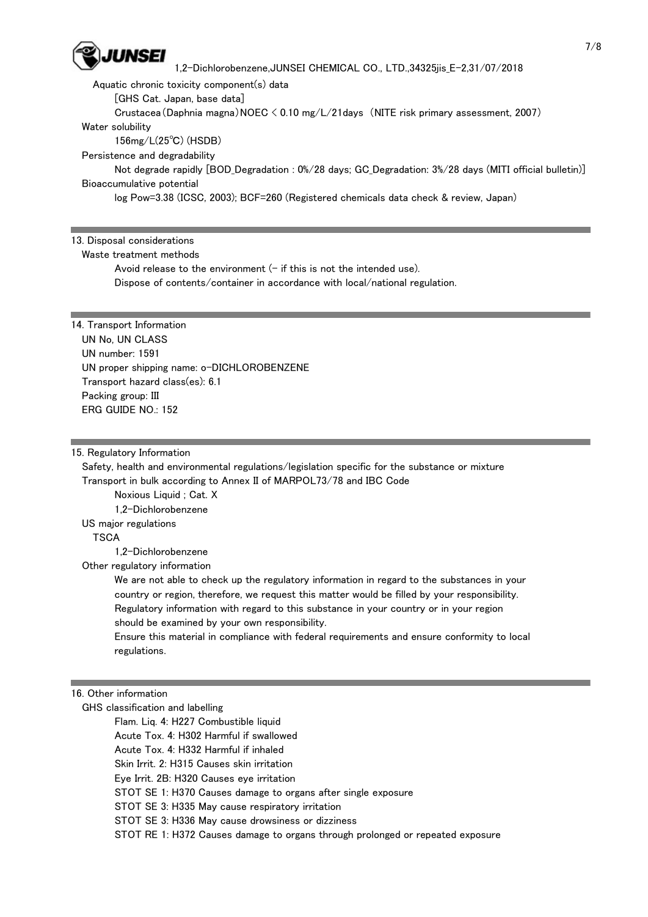Aquatic chronic toxicity component(s) data

[GHS Cat. Japan, base data]

Crustacea (Daphnia magna) NOEC < 0.10 mg/L/21days (NITE risk primary assessment, 2007)

Water solubility

156mg/L(25℃) (HSDB)

Persistence and degradability

Not degrade rapidly [BOD_Degradation : 0%/28 days; GC_Degradation: 3%/28 days (MITI official bulletin)]

Bioaccumulative potential

log Pow=3.38 (ICSC, 2003); BCF=260 (Registered chemicals data check & review, Japan)

## 13. Disposal considerations

Waste treatment methods

Avoid release to the environment (- if this is not the intended use).

Dispose of contents/container in accordance with local/national regulation.

## 14. Transport Information

UN No, UN CLASS

UN number: 1591

UN proper shipping name: o-DICHLOROBENZENE

Transport hazard class(es): 6.1

Packing group: III

ERG GUIDE NO.: 152

## 15. Regulatory Information

Safety, health and environmental regulations/legislation specific for the substance or mixture

Transport in bulk according to Annex II of MARPOL73/78 and IBC Code

Noxious Liquid ; Cat. X

1,2-Dichlorobenzene

US major regulations

TSCA

1,2-Dichlorobenzene

Other regulatory information

We are not able to check up the regulatory information in regard to the substances in your country or region, therefore, we request this matter would be filled by your responsibility.

Regulatory information with regard to this substance in your country or in your region should be examined by your own responsibility.

Ensure this material in compliance with federal requirements and ensure conformity to local regulations.

## 16. Other information

GHS classification and labelling

Flam. Liq. 4: H227 Combustible liquid

Acute Tox. 4: H302 Harmful if swallowed

Acute Tox. 4: H332 Harmful if inhaled

Skin Irrit. 2: H315 Causes skin irritation

Eye Irrit. 2B: H320 Causes eye irritation

STOT SE 1: H370 Causes damage to organs after single exposure

STOT SE 3: H335 May cause respiratory irritation

STOT SE 3: H336 May cause drowsiness or dizziness

STOT RE 1: H372 Causes damage to organs through prolonged or repeated exposure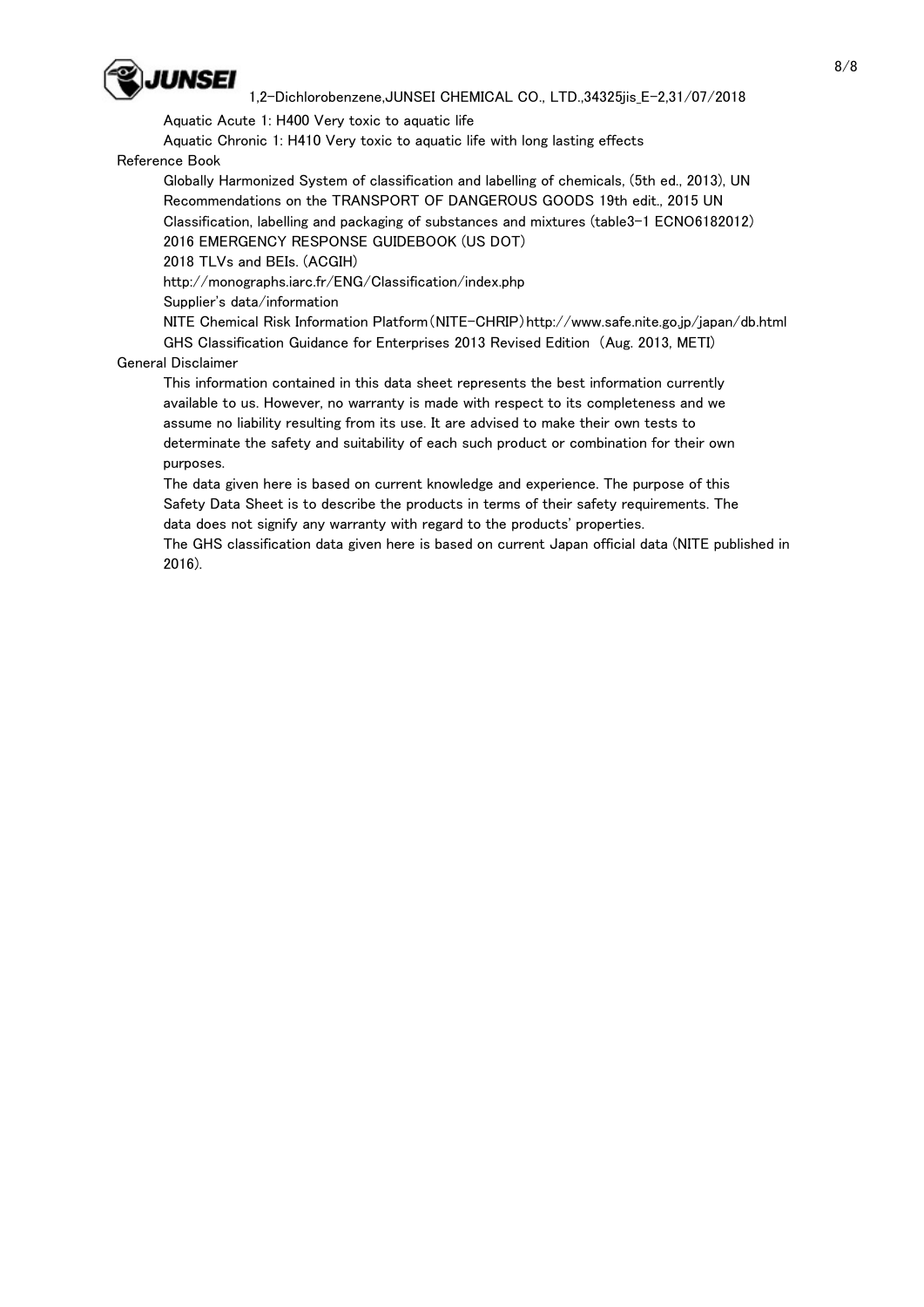Aquatic Acute 1: H400 Very toxic to aquatic life

Aquatic Chronic 1: H410 Very toxic to aquatic life with long lasting effects

Reference Book

Globally Harmonized System of classification and labelling of chemicals, (5th ed., 2013), UN Recommendations on the TRANSPORT OF DANGEROUS GOODS 19th edit., 2015 UN

Classification, labelling and packaging of substances and mixtures (table3-1 ECNO6182012)

2016 EMERGENCY RESPONSE GUIDEBOOK (US DOT)

2018 TLVs and BEIs. (ACGIH)

http://monographs.iarc.fr/ENG/Classification/index.php

Supplier's data/information

NITE Chemical Risk Information Platform(NITE-CHRIP) http://www.safe.nite.go.jp/japan/db.html

GHS Classification Guidance for Enterprises 2013 Revised Edition (Aug. 2013, METI)

General Disclaimer

This information contained in this data sheet represents the best information currently available to us. However, no warranty is made with respect to its completeness and we assume no liability resulting from its use. It are advised to make their own tests to determinate the safety and suitability of each such product or combination for their own purposes.

The data given here is based on current knowledge and experience. The purpose of this Safety Data Sheet is to describe the products in terms of their safety requirements. The data does not signify any warranty with regard to the products' properties.

The GHS classification data given here is based on current Japan official data (NITE published in 2016).